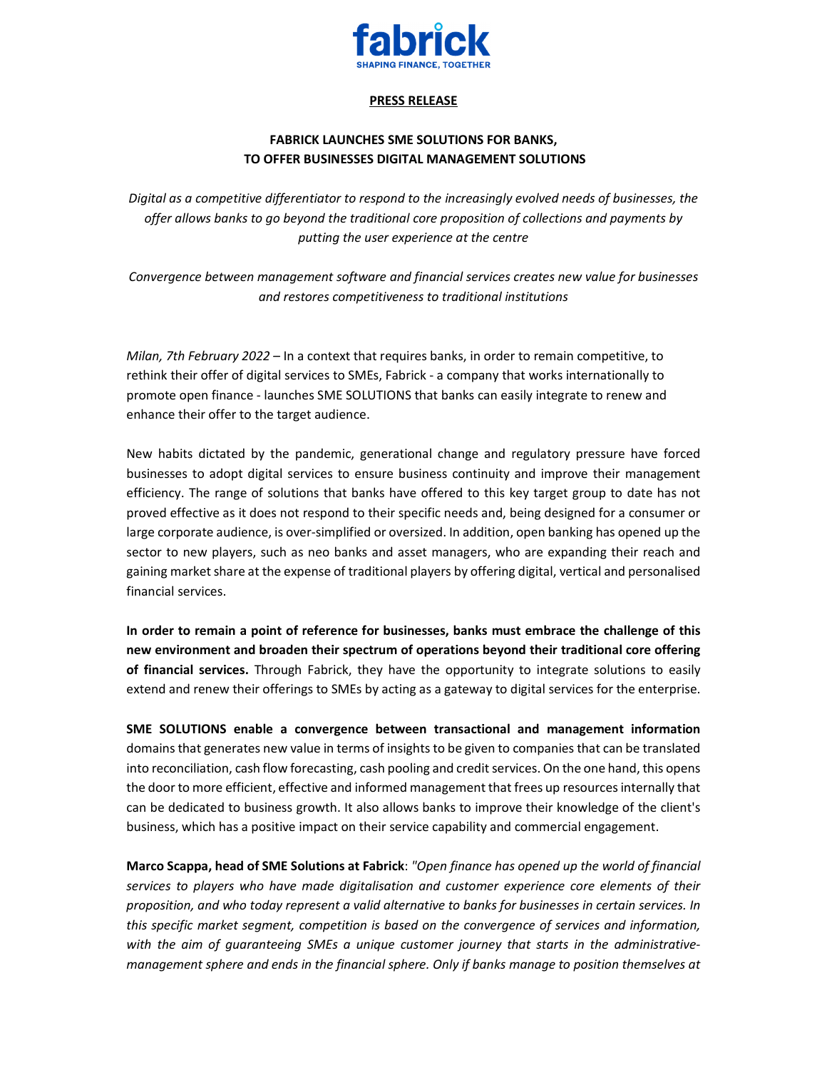**PRESS RELEASE**

**FABRICK LAUNCHES SME SOLUTIONS FOR BANKS, TO OFFER BUSINESSES DIGITAL MANAGEMENT SOLUTIONS**

*Digital as a competitive differentiator to respond to the increasingly evolved needs of businesses, the offer allows banks to go beyond the traditional core proposition of collections and payments by putting the user experience at the centre*

*Convergence between management software and financial services creates new value for businesses and restores competitiveness to traditional institutions*

*Milan, 7th February 2022* – In a context that requires banks, in order to remain competitive, to rethink their offer of digital services to SMEs, Fabrick - a company that works internationally to promote open finance - launches SME SOLUTIONS that banks can easily integrate to renew and enhance their offer to the target audience.

New habits dictated by the pandemic, generational change and regulatory pressure have forced businesses to adopt digital services to ensure business continuity and improve their management efficiency. The range of solutions that banks have offered to this key target group to date has not proved effective as it does not respond to their specific needs and, being designed for a consumer or large corporate audience, is over-simplified or oversized. In addition, open banking has opened up the sector to new players, such as neo banks and asset managers, who are expanding their reach and gaining market share at the expense of traditional players by offering digital, vertical and personalised financial services.

**In order to remain a point of reference for businesses, banks must embrace the challenge of this new environment and broaden their spectrum of operations beyond their traditional core offering of financial services.** Through Fabrick, they have the opportunity to integrate solutions to easily extend and renew their offerings to SMEs by acting as a gateway to digital services for the enterprise.

**SME SOLUTIONS enable a convergence between transactional and management information** domains that generates new value in terms of insights to be given to companies that can be translated into reconciliation, cash flow forecasting, cash pooling and credit services. On the one hand, this opens the door to more efficient, effective and informed management that frees up resources internally that can be dedicated to business growth. It also allows banks to improve their knowledge of the client's business, which has a positive impact on their service capability and commercial engagement.

**Marco Scappa, head of SME Solutions at Fabrick**: *"Open finance has opened up the world of financial services to players who have made digitalisation and customer experience core elements of their proposition, and who today represent a valid alternative to banks for businesses in certain services. In this specific market segment, competition is based on the convergence of services and information, with the aim of guaranteeing SMEs a unique customer journey that starts in the administrative-management sphere and ends in the financial sphere. Only if banks manage to position themselves at*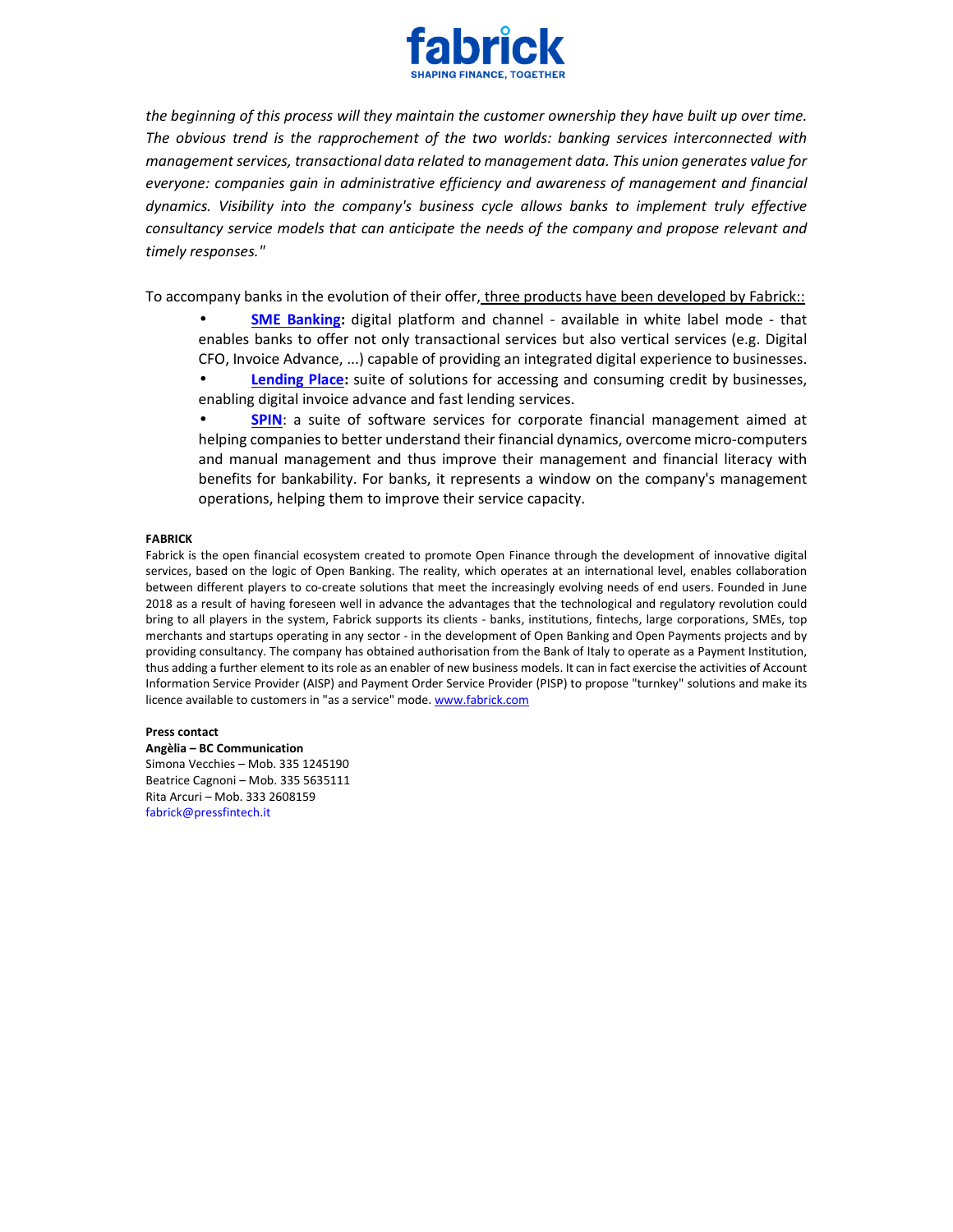*the beginning of this process will they maintain the customer ownership they have built up over time. The obvious trend is the rapprochement of the two worlds: banking services interconnected with management services, transactional data related to management data. This union generates value for everyone: companies gain in administrative efficiency and awareness of management and financial dynamics. Visibility into the company's business cycle allows banks to implement truly effective consultancy service models that can anticipate the needs of the company and propose relevant and timely responses."*

To accompany banks in the evolution of their offer, three products have been developed by Fabrick::

- **SME Banking:** digital platform and channel - available in white label mode - that enables banks to offer not only transactional services but also vertical services (e.g. Digital CFO, Invoice Advance, ...) capable of providing an integrated digital experience to businesses.
- **Lending Place:** suite of solutions for accessing and consuming credit by businesses, enabling digital invoice advance and fast lending services.
- **SPIN**: a suite of software services for corporate financial management aimed at helping companies to better understand their financial dynamics, overcome micro-computers and manual management and thus improve their management and financial literacy with benefits for bankability. For banks, it represents a window on the company's management operations, helping them to improve their service capacity.

**FABRICK**

Fabrick is the open financial ecosystem created to promote Open Finance through the development of innovative digital services, based on the logic of Open Banking. The reality, which operates at an international level, enables collaboration between different players to co-create solutions that meet the increasingly evolving needs of end users. Founded in June 2018 as a result of having foreseen well in advance the advantages that the technological and regulatory revolution could bring to all players in the system, Fabrick supports its clients - banks, institutions, fintechs, large corporations, SMEs, top merchants and startups operating in any sector - in the development of Open Banking and Open Payments projects and by providing consultancy. The company has obtained authorisation from the Bank of Italy to operate as a Payment Institution, thus adding a further element to its role as an enabler of new business models. It can in fact exercise the activities of Account Information Service Provider (AISP) and Payment Order Service Provider (PISP) to propose "turnkey" solutions and make its licence available to customers in "as a service" mode. www.fabrick.com

**Press contact**
**Angèlia – BC Communication**
Simona Vecchies – Mob. 335 1245190
Beatrice Cagnoni – Mob. 335 5635111
Rita Arcuri – Mob. 333 2608159
fabrick@pressfintech.it